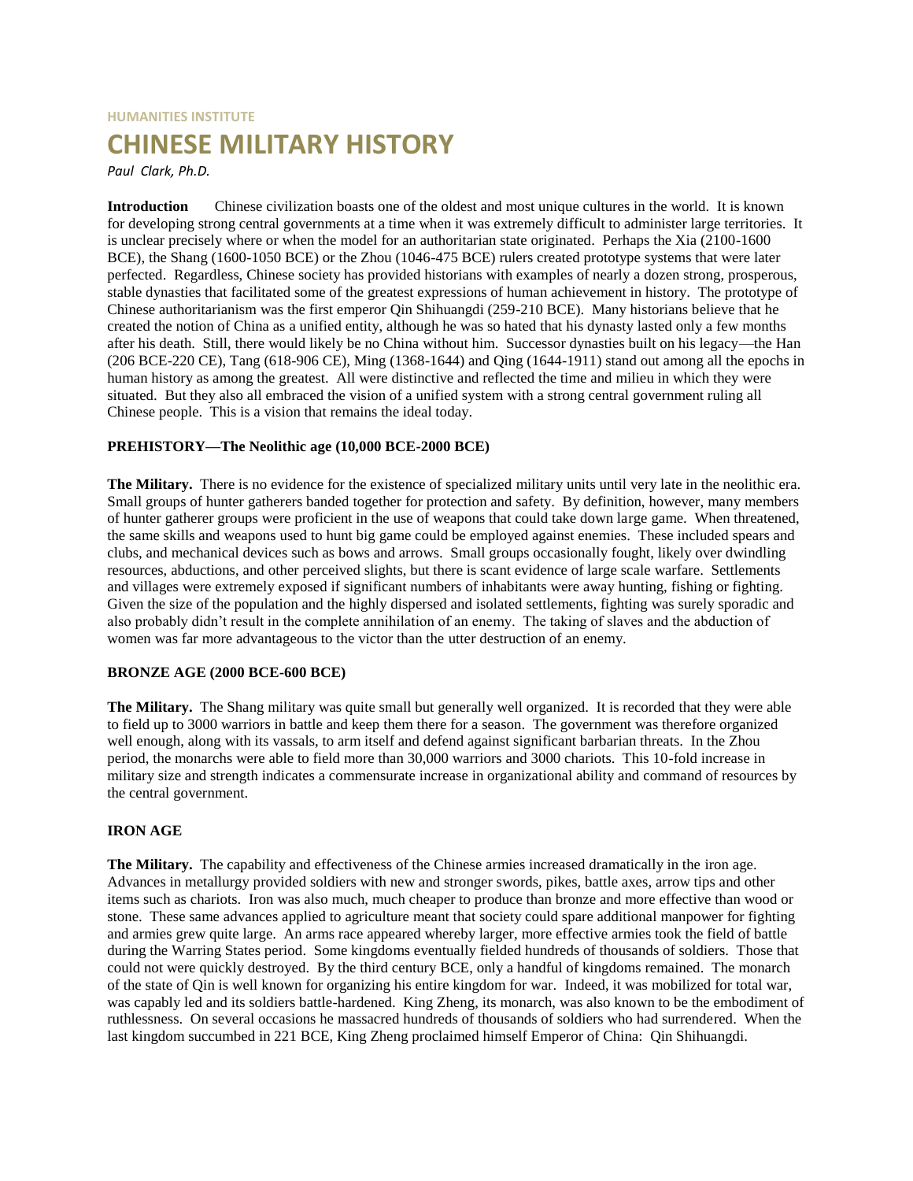HUMANITIES INSTITUTE

# CHINESE MILITARY HISTORY

*Paul Clark, Ph.D.*

**Introduction** Chinese civilization boasts one of the oldest and most unique cultures in the world. It is known for developing strong central governments at a time when it was extremely difficult to administer large territories. It is unclear precisely where or when the model for an authoritarian state originated. Perhaps the Xia (2100-1600 BCE), the Shang (1600-1050 BCE) or the Zhou (1046-475 BCE) rulers created prototype systems that were later perfected. Regardless, Chinese society has provided historians with examples of nearly a dozen strong, prosperous, stable dynasties that facilitated some of the greatest expressions of human achievement in history. The prototype of Chinese authoritarianism was the first emperor Qin Shihuangdi (259-210 BCE). Many historians believe that he created the notion of China as a unified entity, although he was so hated that his dynasty lasted only a few months after his death. Still, there would likely be no China without him. Successor dynasties built on his legacy—the Han (206 BCE-220 CE), Tang (618-906 CE), Ming (1368-1644) and Qing (1644-1911) stand out among all the epochs in human history as among the greatest. All were distinctive and reflected the time and milieu in which they were situated. But they also all embraced the vision of a unified system with a strong central government ruling all Chinese people. This is a vision that remains the ideal today.

## PREHISTORY—The Neolithic age (10,000 BCE-2000 BCE)

**The Military.** There is no evidence for the existence of specialized military units until very late in the neolithic era. Small groups of hunter gatherers banded together for protection and safety. By definition, however, many members of hunter gatherer groups were proficient in the use of weapons that could take down large game. When threatened, the same skills and weapons used to hunt big game could be employed against enemies. These included spears and clubs, and mechanical devices such as bows and arrows. Small groups occasionally fought, likely over dwindling resources, abductions, and other perceived slights, but there is scant evidence of large scale warfare. Settlements and villages were extremely exposed if significant numbers of inhabitants were away hunting, fishing or fighting. Given the size of the population and the highly dispersed and isolated settlements, fighting was surely sporadic and also probably didn't result in the complete annihilation of an enemy. The taking of slaves and the abduction of women was far more advantageous to the victor than the utter destruction of an enemy.

## BRONZE AGE (2000 BCE-600 BCE)

**The Military.** The Shang military was quite small but generally well organized. It is recorded that they were able to field up to 3000 warriors in battle and keep them there for a season. The government was therefore organized well enough, along with its vassals, to arm itself and defend against significant barbarian threats. In the Zhou period, the monarchs were able to field more than 30,000 warriors and 3000 chariots. This 10-fold increase in military size and strength indicates a commensurate increase in organizational ability and command of resources by the central government.

## IRON AGE

**The Military.** The capability and effectiveness of the Chinese armies increased dramatically in the iron age. Advances in metallurgy provided soldiers with new and stronger swords, pikes, battle axes, arrow tips and other items such as chariots. Iron was also much, much cheaper to produce than bronze and more effective than wood or stone. These same advances applied to agriculture meant that society could spare additional manpower for fighting and armies grew quite large. An arms race appeared whereby larger, more effective armies took the field of battle during the Warring States period. Some kingdoms eventually fielded hundreds of thousands of soldiers. Those that could not were quickly destroyed. By the third century BCE, only a handful of kingdoms remained. The monarch of the state of Qin is well known for organizing his entire kingdom for war. Indeed, it was mobilized for total war, was capably led and its soldiers battle-hardened. King Zheng, its monarch, was also known to be the embodiment of ruthlessness. On several occasions he massacred hundreds of thousands of soldiers who had surrendered. When the last kingdom succumbed in 221 BCE, King Zheng proclaimed himself Emperor of China: Qin Shihuangdi.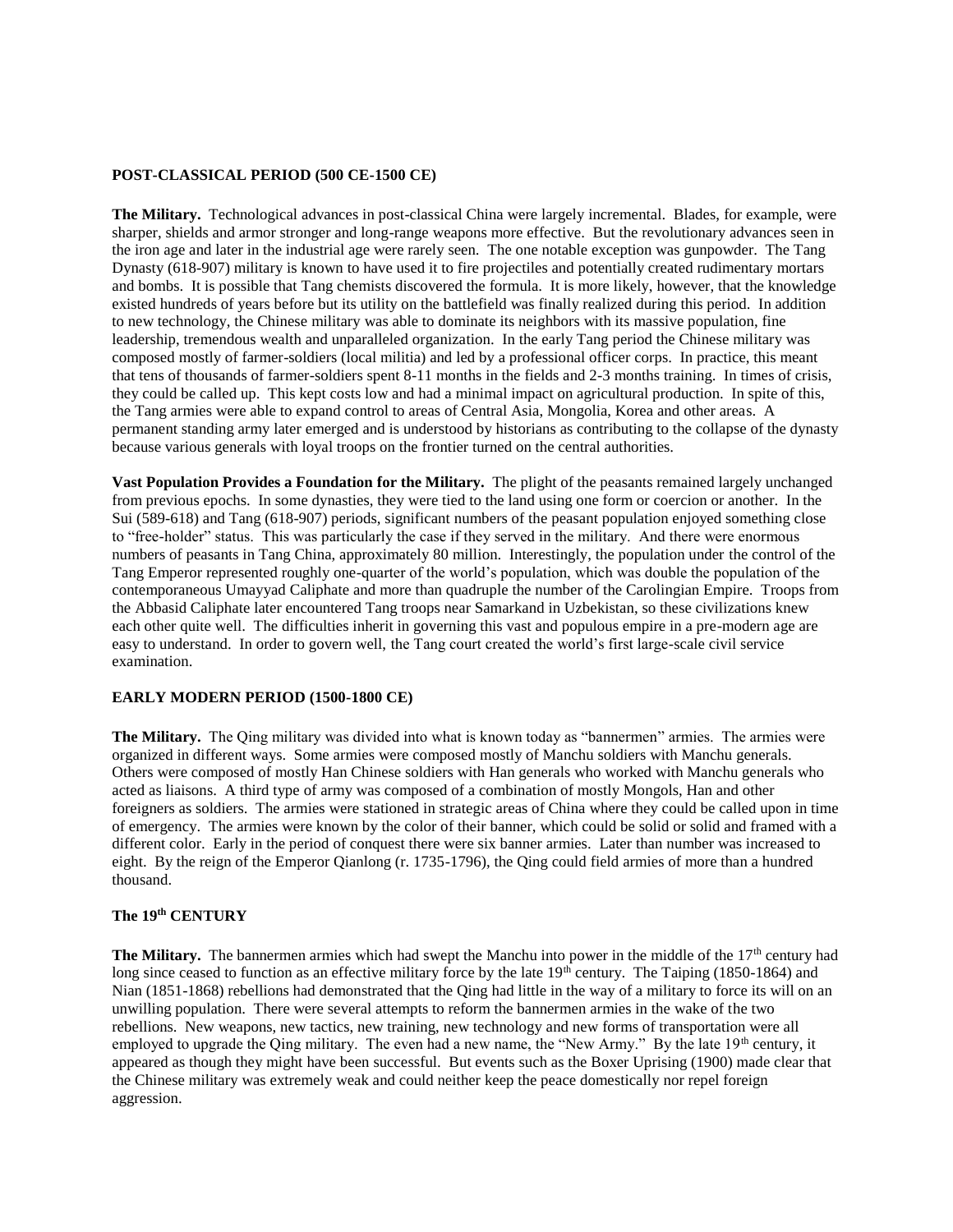## POST-CLASSICAL PERIOD (500 CE-1500 CE)

**The Military.** Technological advances in post-classical China were largely incremental. Blades, for example, were sharper, shields and armor stronger and long-range weapons more effective. But the revolutionary advances seen in the iron age and later in the industrial age were rarely seen. The one notable exception was gunpowder. The Tang Dynasty (618-907) military is known to have used it to fire projectiles and potentially created rudimentary mortars and bombs. It is possible that Tang chemists discovered the formula. It is more likely, however, that the knowledge existed hundreds of years before but its utility on the battlefield was finally realized during this period. In addition to new technology, the Chinese military was able to dominate its neighbors with its massive population, fine leadership, tremendous wealth and unparalleled organization. In the early Tang period the Chinese military was composed mostly of farmer-soldiers (local militia) and led by a professional officer corps. In practice, this meant that tens of thousands of farmer-soldiers spent 8-11 months in the fields and 2-3 months training. In times of crisis, they could be called up. This kept costs low and had a minimal impact on agricultural production. In spite of this, the Tang armies were able to expand control to areas of Central Asia, Mongolia, Korea and other areas. A permanent standing army later emerged and is understood by historians as contributing to the collapse of the dynasty because various generals with loyal troops on the frontier turned on the central authorities.

**Vast Population Provides a Foundation for the Military.** The plight of the peasants remained largely unchanged from previous epochs. In some dynasties, they were tied to the land using one form or coercion or another. In the Sui (589-618) and Tang (618-907) periods, significant numbers of the peasant population enjoyed something close to "free-holder" status. This was particularly the case if they served in the military. And there were enormous numbers of peasants in Tang China, approximately 80 million. Interestingly, the population under the control of the Tang Emperor represented roughly one-quarter of the world's population, which was double the population of the contemporaneous Umayyad Caliphate and more than quadruple the number of the Carolingian Empire. Troops from the Abbasid Caliphate later encountered Tang troops near Samarkand in Uzbekistan, so these civilizations knew each other quite well. The difficulties inherit in governing this vast and populous empire in a pre-modern age are easy to understand. In order to govern well, the Tang court created the world's first large-scale civil service examination.

## EARLY MODERN PERIOD (1500-1800 CE)

**The Military.** The Qing military was divided into what is known today as "bannermen" armies. The armies were organized in different ways. Some armies were composed mostly of Manchu soldiers with Manchu generals. Others were composed of mostly Han Chinese soldiers with Han generals who worked with Manchu generals who acted as liaisons. A third type of army was composed of a combination of mostly Mongols, Han and other foreigners as soldiers. The armies were stationed in strategic areas of China where they could be called upon in time of emergency. The armies were known by the color of their banner, which could be solid or solid and framed with a different color. Early in the period of conquest there were six banner armies. Later than number was increased to eight. By the reign of the Emperor Qianlong (r. 1735-1796), the Qing could field armies of more than a hundred thousand.

## The 19th CENTURY

**The Military.** The bannermen armies which had swept the Manchu into power in the middle of the 17th century had long since ceased to function as an effective military force by the late 19th century. The Taiping (1850-1864) and Nian (1851-1868) rebellions had demonstrated that the Qing had little in the way of a military to force its will on an unwilling population. There were several attempts to reform the bannermen armies in the wake of the two rebellions. New weapons, new tactics, new training, new technology and new forms of transportation were all employed to upgrade the Qing military. The even had a new name, the "New Army." By the late 19th century, it appeared as though they might have been successful. But events such as the Boxer Uprising (1900) made clear that the Chinese military was extremely weak and could neither keep the peace domestically nor repel foreign aggression.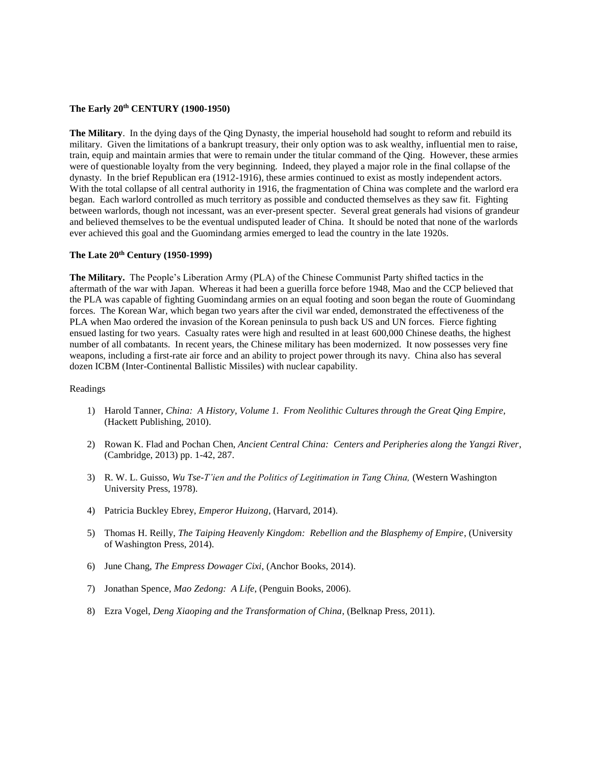## The Early 20th CENTURY (1900-1950)

**The Military**. In the dying days of the Qing Dynasty, the imperial household had sought to reform and rebuild its military. Given the limitations of a bankrupt treasury, their only option was to ask wealthy, influential men to raise, train, equip and maintain armies that were to remain under the titular command of the Qing. However, these armies were of questionable loyalty from the very beginning. Indeed, they played a major role in the final collapse of the dynasty. In the brief Republican era (1912-1916), these armies continued to exist as mostly independent actors. With the total collapse of all central authority in 1916, the fragmentation of China was complete and the warlord era began. Each warlord controlled as much territory as possible and conducted themselves as they saw fit. Fighting between warlords, though not incessant, was an ever-present specter. Several great generals had visions of grandeur and believed themselves to be the eventual undisputed leader of China. It should be noted that none of the warlords ever achieved this goal and the Guomindang armies emerged to lead the country in the late 1920s.

## The Late 20th Century (1950-1999)

**The Military.** The People's Liberation Army (PLA) of the Chinese Communist Party shifted tactics in the aftermath of the war with Japan. Whereas it had been a guerilla force before 1948, Mao and the CCP believed that the PLA was capable of fighting Guomindang armies on an equal footing and soon began the route of Guomindang forces. The Korean War, which began two years after the civil war ended, demonstrated the effectiveness of the PLA when Mao ordered the invasion of the Korean peninsula to push back US and UN forces. Fierce fighting ensued lasting for two years. Casualty rates were high and resulted in at least 600,000 Chinese deaths, the highest number of all combatants. In recent years, the Chinese military has been modernized. It now possesses very fine weapons, including a first-rate air force and an ability to project power through its navy. China also has several dozen ICBM (Inter-Continental Ballistic Missiles) with nuclear capability.

Readings

1) Harold Tanner, *China: A History, Volume 1. From Neolithic Cultures through the Great Qing Empire*, (Hackett Publishing, 2010).

2) Rowan K. Flad and Pochan Chen, *Ancient Central China: Centers and Peripheries along the Yangzi River*, (Cambridge, 2013) pp. 1-42, 287.

3) R. W. L. Guisso, *Wu Tse-T'ien and the Politics of Legitimation in Tang China,* (Western Washington University Press, 1978).

4) Patricia Buckley Ebrey, *Emperor Huizong*, (Harvard, 2014).

5) Thomas H. Reilly, *The Taiping Heavenly Kingdom: Rebellion and the Blasphemy of Empire*, (University of Washington Press, 2014).

6) June Chang, *The Empress Dowager Cixi*, (Anchor Books, 2014).

7) Jonathan Spence, *Mao Zedong: A Life*, (Penguin Books, 2006).

8) Ezra Vogel, *Deng Xiaoping and the Transformation of China*, (Belknap Press, 2011).